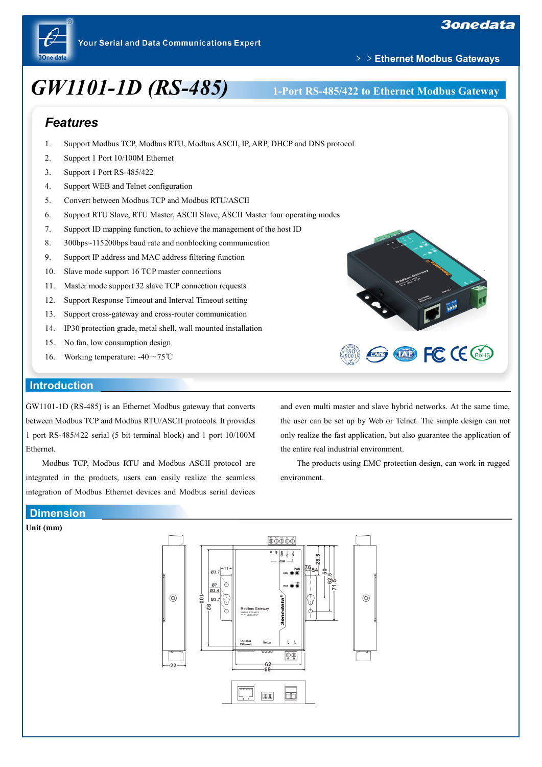# GW1101-1D (RS-485)

**1-Port RS-485/422 to Ethernet Modbus Gateway**

## Features

1. Support Modbus TCP, Modbus RTU, Modbus ASCII, IP, ARP, DHCP and DNS protocol
2. Support 1 Port 10/100M Ethernet
3. Support 1 Port RS-485/422
4. Support WEB and Telnet configuration
5. Convert between Modbus TCP and Modbus RTU/ASCII
6. Support RTU Slave, RTU Master, ASCII Slave, ASCII Master four operating modes
7. Support ID mapping function, to achieve the management of the host ID
8. 300bps~115200bps baud rate and nonblocking communication
9. Support IP address and MAC address filtering function
10. Slave mode support 16 TCP master connections
11. Master mode support 32 slave TCP connection requests
12. Support Response Timeout and Interval Timeout setting
13. Support cross-gateway and cross-router communication
14. IP30 protection grade, metal shell, wall mounted installation
15. No fan, low consumption design
16. Working temperature: -40～75℃

## Introduction

GW1101-1D (RS-485) is an Ethernet Modbus gateway that converts between Modbus TCP and Modbus RTU/ASCII protocols. It provides 1 port RS-485/422 serial (5 bit terminal block) and 1 port 10/100M Ethernet.

Modbus TCP, Modbus RTU and Modbus ASCII protocol are integrated in the products, users can easily realize the seamless integration of Modbus Ethernet devices and Modbus serial devices and even multi master and slave hybrid networks. At the same time, the user can be set up by Web or Telnet. The simple design can not only realize the fast application, but also guarantee the application of the entire real industrial environment.

The products using EMC protection design, can work in rugged environment.

## Dimension

**Unit (mm)**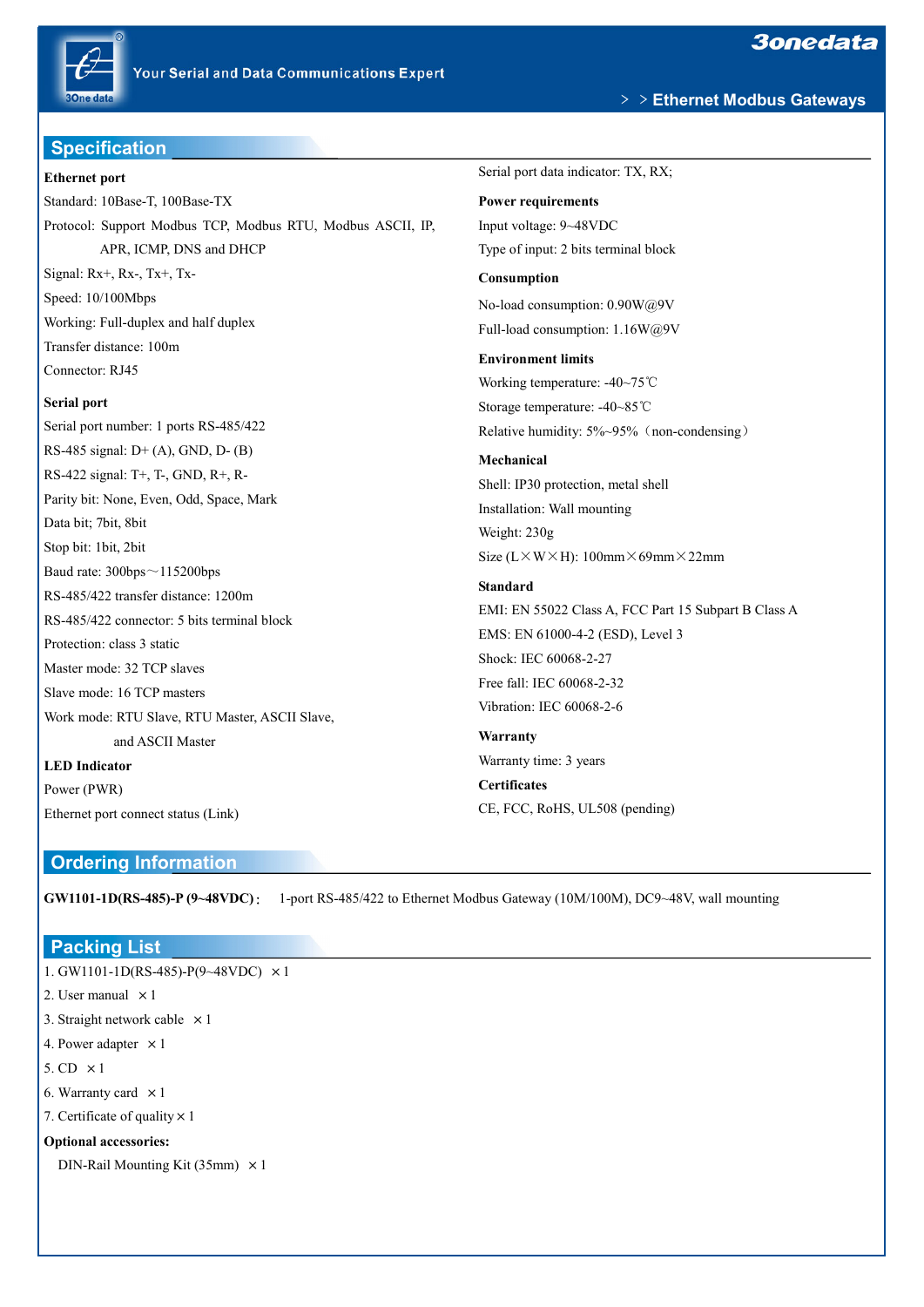## Specification

**Ethernet port**

Standard: 10Base-T, 100Base-TX

Protocol: Support Modbus TCP, Modbus RTU, Modbus ASCII, IP, APR, ICMP, DNS and DHCP

Signal: Rx+, Rx-, Tx+, Tx-

Speed: 10/100Mbps

Working: Full-duplex and half duplex

Transfer distance: 100m

Connector: RJ45

**Serial port**

Serial port number: 1 ports RS-485/422

RS-485 signal: D+ (A), GND, D- (B)

RS-422 signal: T+, T-, GND, R+, R-

Parity bit: None, Even, Odd, Space, Mark

Data bit; 7bit, 8bit

Stop bit: 1bit, 2bit

Baud rate: 300bps～115200bps

RS-485/422 transfer distance: 1200m

RS-485/422 connector: 5 bits terminal block

Protection: class 3 static

Master mode: 32 TCP slaves

Slave mode: 16 TCP masters

Work mode: RTU Slave, RTU Master, ASCII Slave, and ASCII Master

**LED Indicator**

Power (PWR)

Ethernet port connect status (Link)

Serial port data indicator: TX, RX;

**Power requirements**

Input voltage: 9~48VDC

Type of input: 2 bits terminal block

**Consumption**

No-load consumption: 0.90W@9V

Full-load consumption: 1.16W@9V

**Environment limits**

Working temperature: -40~75℃

Storage temperature: -40~85℃

Relative humidity: 5%~95%（non-condensing）

**Mechanical**

Shell: IP30 protection, metal shell

Installation: Wall mounting

Weight: 230g

Size (L×W×H): 100mm×69mm×22mm

**Standard**

EMI: EN 55022 Class A, FCC Part 15 Subpart B Class A

EMS: EN 61000-4-2 (ESD), Level 3

Shock: IEC 60068-2-27

Free fall: IEC 60068-2-32

Vibration: IEC 60068-2-6

**Warranty**

Warranty time: 3 years

**Certificates**

CE, FCC, RoHS, UL508 (pending)

## Ordering Information

**GW1101-1D(RS-485)-P (9~48VDC)**： 1-port RS-485/422 to Ethernet Modbus Gateway (10M/100M), DC9~48V, wall mounting

## Packing List

1. GW1101-1D(RS-485)-P(9~48VDC) ×1
2. User manual ×1
3. Straight network cable ×1
4. Power adapter ×1
5. CD ×1
6. Warranty card ×1
7. Certificate of quality×1

**Optional accessories:**

DIN-Rail Mounting Kit (35mm) ×1